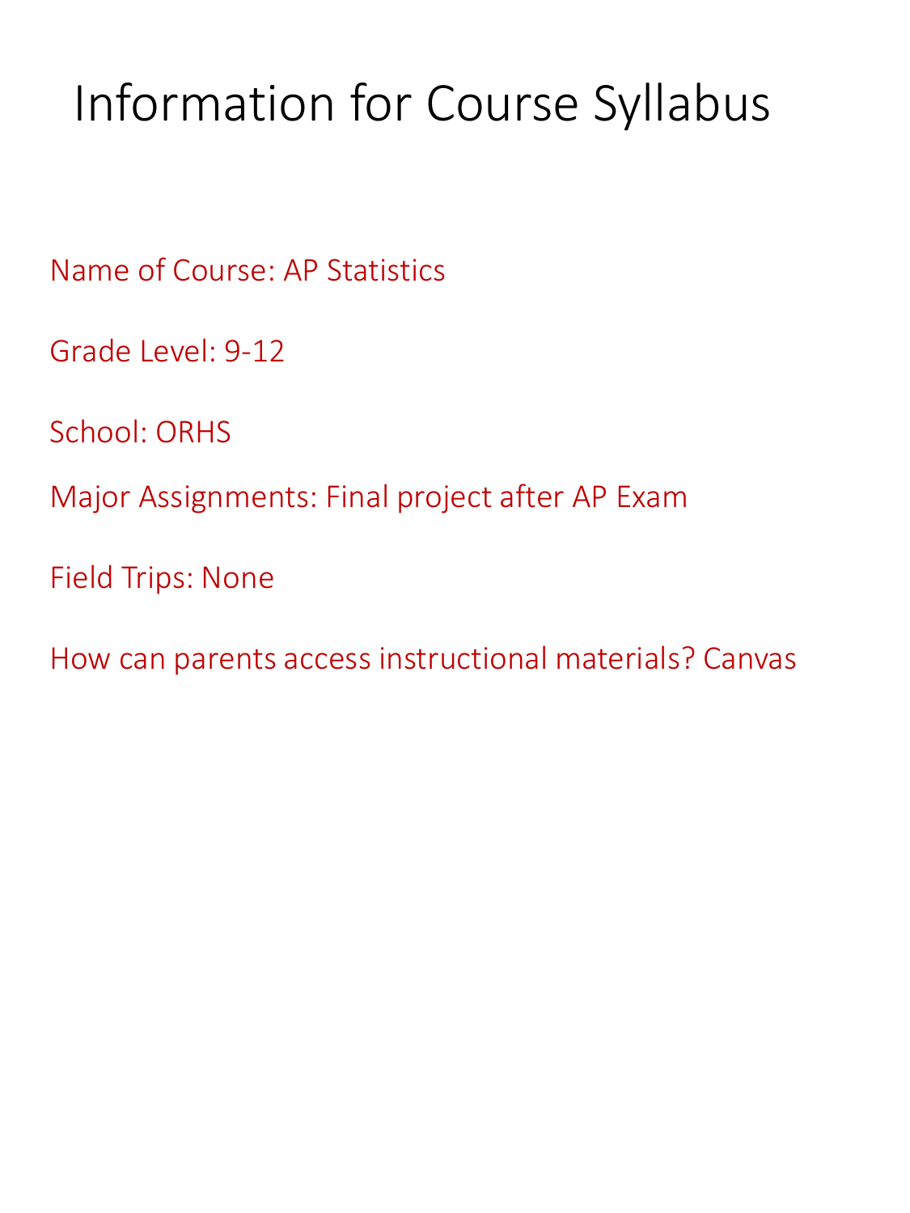# Information for Course Syllabus

Name of Course: AP Statistics

Grade Level: 9-12

School: ORHS

Major Assignments: Final project after AP Exam

Field Trips: None

How can parents access instructional materials? Canvas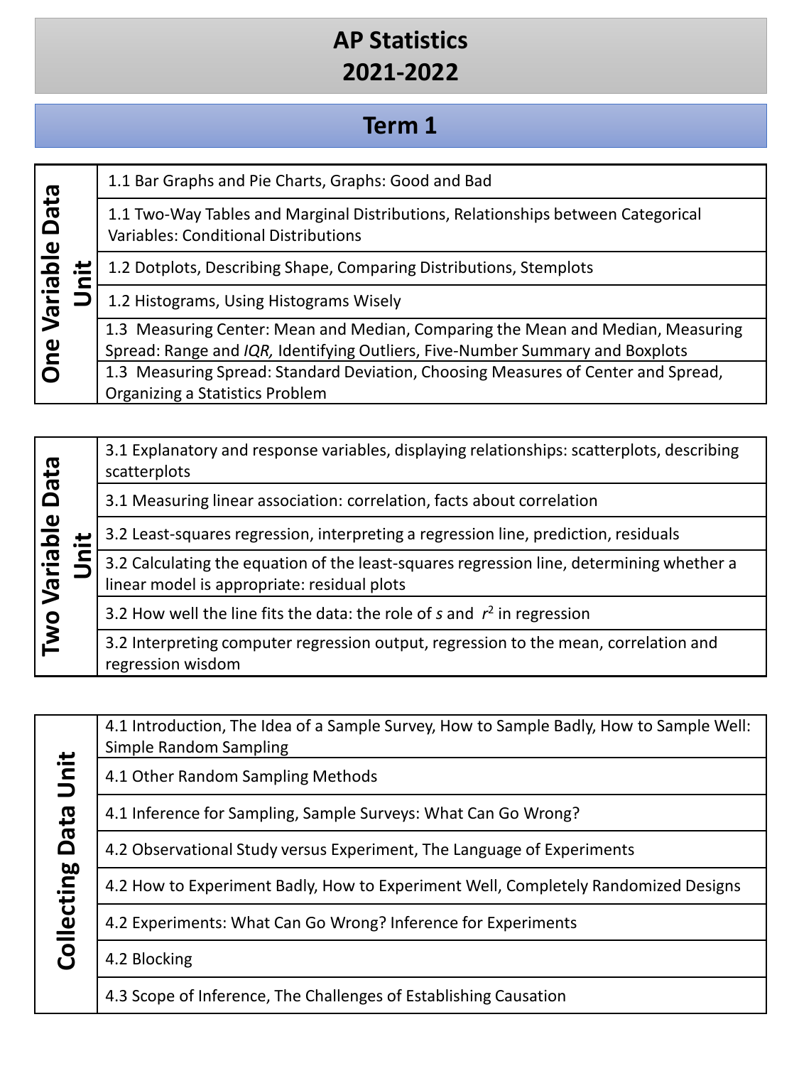# AP Statistics
# 2021-2022

## Term 1

| One Variable Data Unit | |
|---|---|
| | 1.1 Bar Graphs and Pie Charts, Graphs: Good and Bad |
| | 1.1 Two-Way Tables and Marginal Distributions, Relationships between Categorical Variables: Conditional Distributions |
| | 1.2 Dotplots, Describing Shape, Comparing Distributions, Stemplots |
| | 1.2 Histograms, Using Histograms Wisely |
| | 1.3 Measuring Center: Mean and Median, Comparing the Mean and Median, Measuring Spread: Range and *IQR,* Identifying Outliers, Five-Number Summary and Boxplots |
| | 1.3 Measuring Spread: Standard Deviation, Choosing Measures of Center and Spread, Organizing a Statistics Problem |

| Two Variable Data Unit | |
|---|---|
| | 3.1 Explanatory and response variables, displaying relationships: scatterplots, describing scatterplots |
| | 3.1 Measuring linear association: correlation, facts about correlation |
| | 3.2 Least-squares regression, interpreting a regression line, prediction, residuals |
| | 3.2 Calculating the equation of the least-squares regression line, determining whether a linear model is appropriate: residual plots |
| | 3.2 How well the line fits the data: the role of $s$ and $r^2$ in regression |
| | 3.2 Interpreting computer regression output, regression to the mean, correlation and regression wisdom |

| Collecting Data Unit | |
|---|---|
| | 4.1 Introduction, The Idea of a Sample Survey, How to Sample Badly, How to Sample Well: Simple Random Sampling |
| | 4.1 Other Random Sampling Methods |
| | 4.1 Inference for Sampling, Sample Surveys: What Can Go Wrong? |
| | 4.2 Observational Study versus Experiment, The Language of Experiments |
| | 4.2 How to Experiment Badly, How to Experiment Well, Completely Randomized Designs |
| | 4.2 Experiments: What Can Go Wrong? Inference for Experiments |
| | 4.2 Blocking |
| | 4.3 Scope of Inference, The Challenges of Establishing Causation |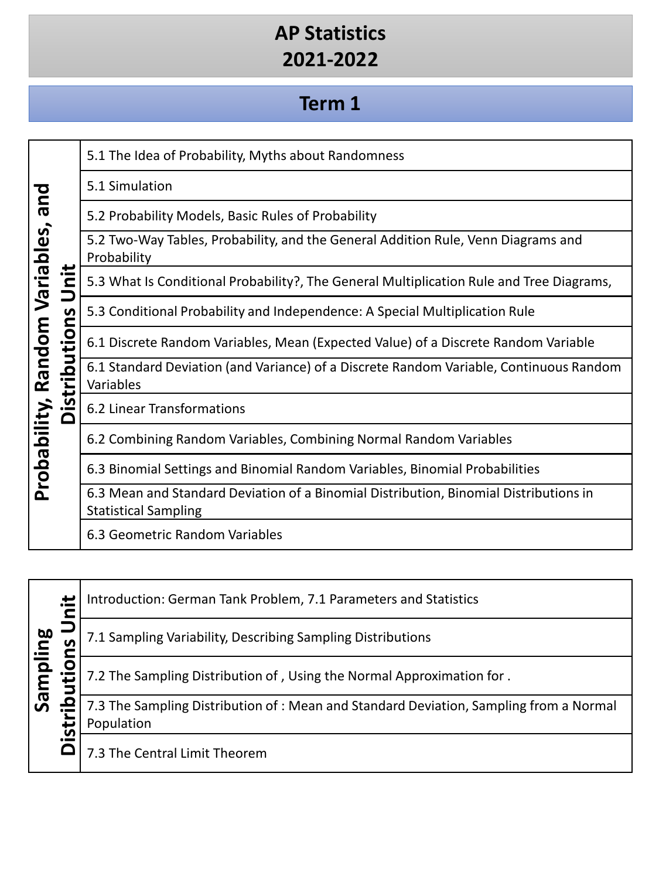# AP Statistics
# 2021-2022

## Term 1

| Probability, Random Variables, and Distributions Unit | |
|---|---|
| | 5.1 The Idea of Probability, Myths about Randomness |
| | 5.1 Simulation |
| | 5.2 Probability Models, Basic Rules of Probability |
| | 5.2 Two-Way Tables, Probability, and the General Addition Rule, Venn Diagrams and Probability |
| | 5.3 What Is Conditional Probability?, The General Multiplication Rule and Tree Diagrams, |
| | 5.3 Conditional Probability and Independence: A Special Multiplication Rule |
| | 6.1 Discrete Random Variables, Mean (Expected Value) of a Discrete Random Variable |
| | 6.1 Standard Deviation (and Variance) of a Discrete Random Variable, Continuous Random Variables |
| | 6.2 Linear Transformations |
| | 6.2 Combining Random Variables, Combining Normal Random Variables |
| | 6.3 Binomial Settings and Binomial Random Variables, Binomial Probabilities |
| | 6.3 Mean and Standard Deviation of a Binomial Distribution, Binomial Distributions in Statistical Sampling |
| | 6.3 Geometric Random Variables |

| Sampling Distributions Unit | |
|---|---|
| | Introduction: German Tank Problem, 7.1 Parameters and Statistics |
| | 7.1 Sampling Variability, Describing Sampling Distributions |
| | 7.2 The Sampling Distribution of , Using the Normal Approximation for . |
| | 7.3 The Sampling Distribution of : Mean and Standard Deviation, Sampling from a Normal Population |
| | 7.3 The Central Limit Theorem |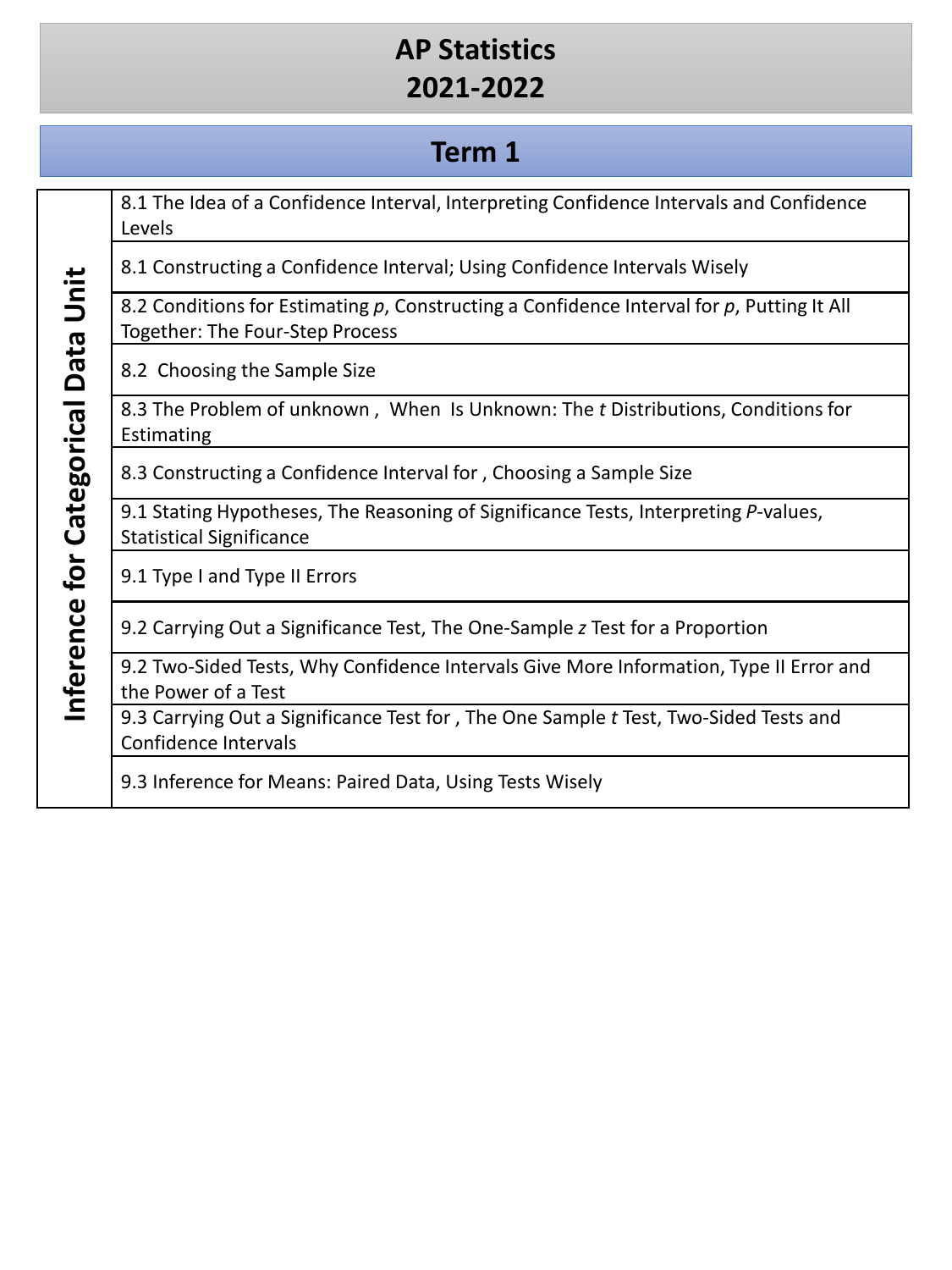# AP Statistics
# 2021-2022

## Term 1

| Inference for Categorical Data Unit | |
|---|---|
| | 8.1 The Idea of a Confidence Interval, Interpreting Confidence Intervals and Confidence Levels |
| | 8.1 Constructing a Confidence Interval; Using Confidence Intervals Wisely |
| | 8.2 Conditions for Estimating *p*, Constructing a Confidence Interval for *p*, Putting It All Together: The Four-Step Process |
| | 8.2 Choosing the Sample Size |
| | 8.3 The Problem of unknown , When Is Unknown: The *t* Distributions, Conditions for Estimating |
| | 8.3 Constructing a Confidence Interval for , Choosing a Sample Size |
| | 9.1 Stating Hypotheses, The Reasoning of Significance Tests, Interpreting *P*-values, Statistical Significance |
| | 9.1 Type I and Type II Errors |
| | 9.2 Carrying Out a Significance Test, The One-Sample *z* Test for a Proportion |
| | 9.2 Two-Sided Tests, Why Confidence Intervals Give More Information, Type II Error and the Power of a Test |
| | 9.3 Carrying Out a Significance Test for , The One Sample *t* Test, Two-Sided Tests and Confidence Intervals |
| | 9.3 Inference for Means: Paired Data, Using Tests Wisely |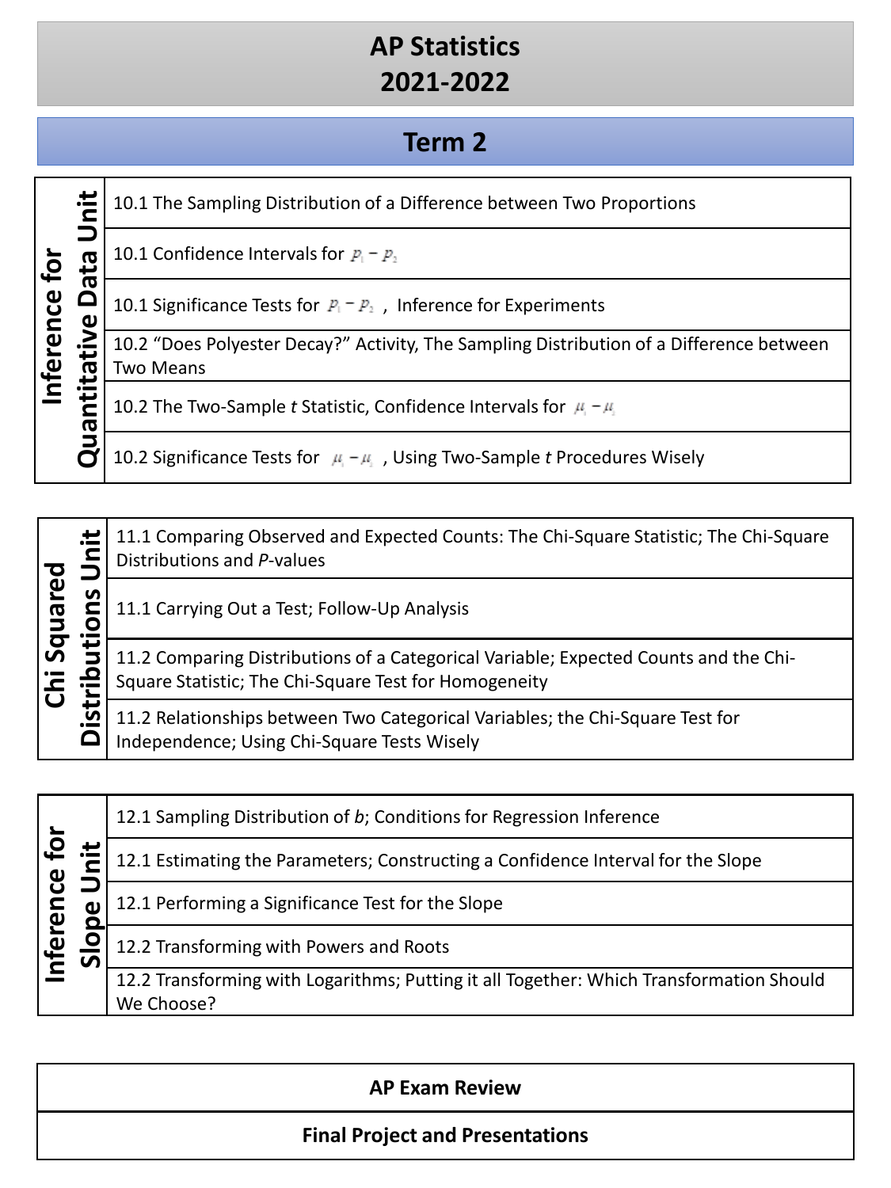# AP Statistics
# 2021-2022

## Term 2

| | |
|---|---|
| **Inference for Quantitative Data Unit** | 10.1 The Sampling Distribution of a Difference between Two Proportions |
| | 10.1 Confidence Intervals for $p_1 - p_2$ |
| | 10.1 Significance Tests for $p_1 - p_2$ , Inference for Experiments |
| | 10.2 “Does Polyester Decay?” Activity, The Sampling Distribution of a Difference between Two Means |
| | 10.2 The Two-Sample *t* Statistic, Confidence Intervals for $\mu_1 - \mu_2$ |
| | 10.2 Significance Tests for $\mu_1 - \mu_2$ , Using Two-Sample *t* Procedures Wisely |

| | |
|---|---|
| **Chi Squared Distributions Unit** | 11.1 Comparing Observed and Expected Counts: The Chi-Square Statistic; The Chi-Square Distributions and *P*-values |
| | 11.1 Carrying Out a Test; Follow-Up Analysis |
| | 11.2 Comparing Distributions of a Categorical Variable; Expected Counts and the Chi-Square Statistic; The Chi-Square Test for Homogeneity |
| | 11.2 Relationships between Two Categorical Variables; the Chi-Square Test for Independence; Using Chi-Square Tests Wisely |

| | |
|---|---|
| **Inference for Slope Unit** | 12.1 Sampling Distribution of *b*; Conditions for Regression Inference |
| | 12.1 Estimating the Parameters; Constructing a Confidence Interval for the Slope |
| | 12.1 Performing a Significance Test for the Slope |
| | 12.2 Transforming with Powers and Roots |
| | 12.2 Transforming with Logarithms; Putting it all Together: Which Transformation Should We Choose? |

| |
|---|
| **AP Exam Review** |
| **Final Project and Presentations** |